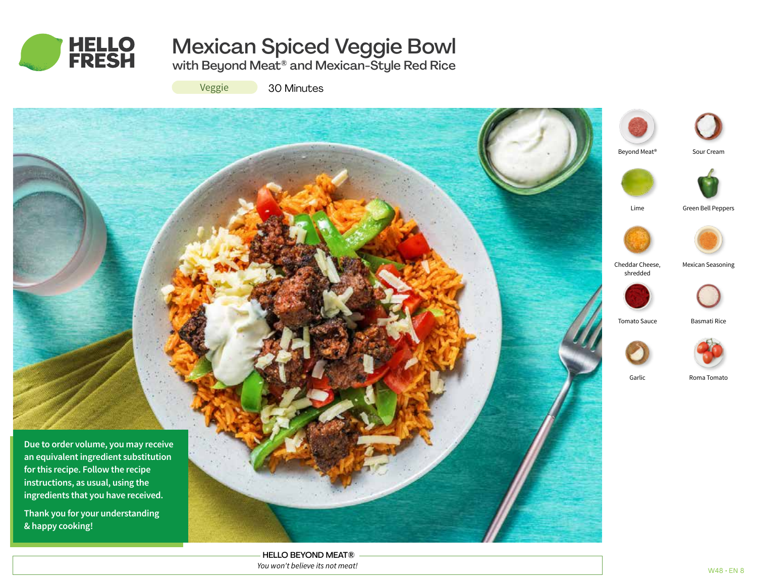HELLO FRESH

# Mexican Spiced Veggie Bowl

## with Beyond Meat® and Mexican-Style Red Rice

Veggie | 30 Minutes

- Beyond Meat®
- Sour Cream
- Lime
- Green Bell Peppers
- Cheddar Cheese, shredded
- Mexican Seasoning
- Tomato Sauce
- Basmati Rice
- Garlic
- Roma Tomato

**Due to order volume, you may receive an equivalent ingredient substitution for this recipe. Follow the recipe instructions, as usual, using the ingredients that you have received.**

**Thank you for your understanding & happy cooking!**

**HELLO BEYOND MEAT®**

*You won't believe its not meat!*

W48 • EN 8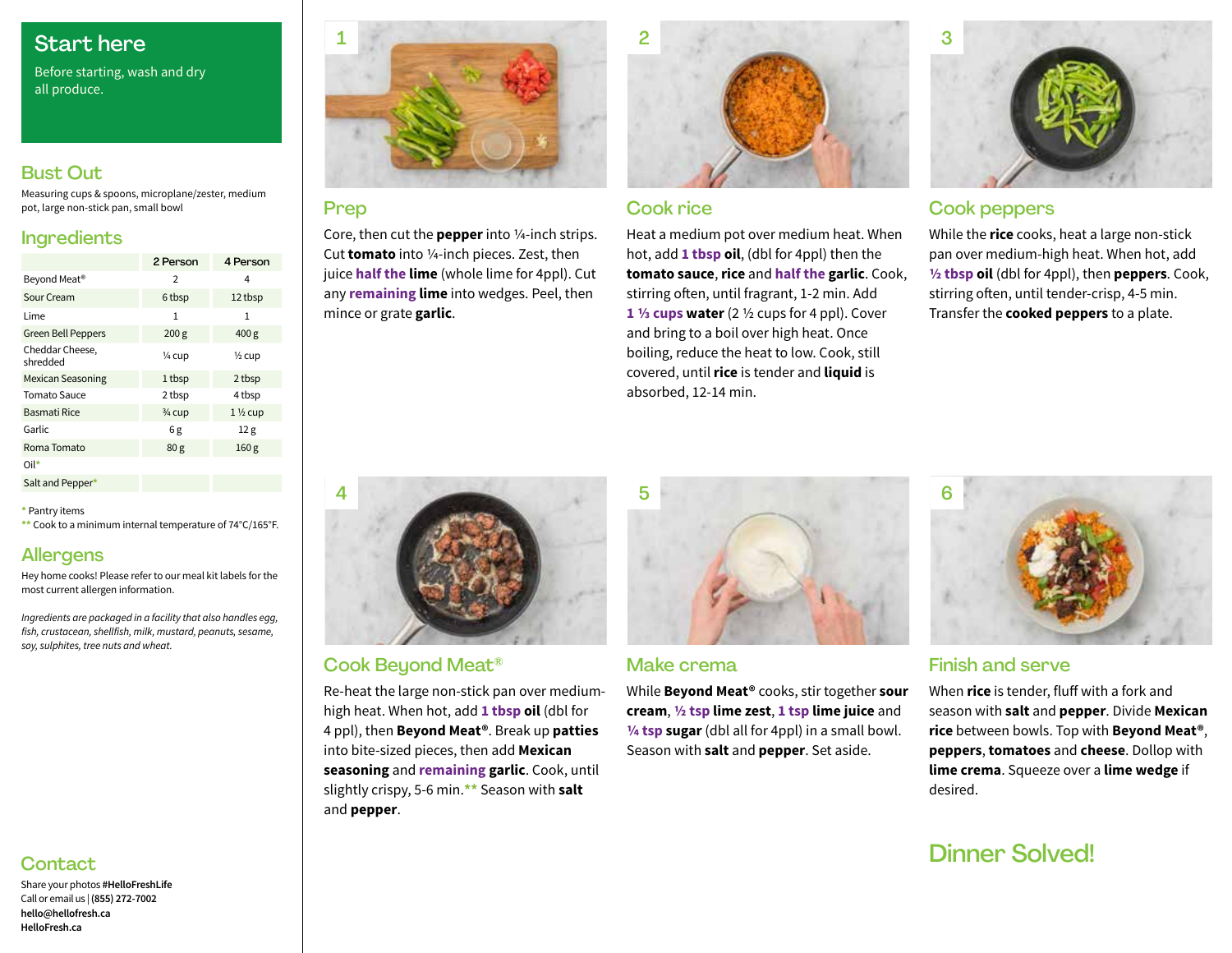## Start here

Before starting, wash and dry all produce.

## Bust Out

Measuring cups & spoons, microplane/zester, medium pot, large non-stick pan, small bowl

## Ingredients

| | 2 Person | 4 Person |
|---|---|---|
| Beyond Meat® | 2 | 4 |
| Sour Cream | 6 tbsp | 12 tbsp |
| Lime | 1 | 1 |
| Green Bell Peppers | 200 g | 400 g |
| Cheddar Cheese, shredded | ¼ cup | ½ cup |
| Mexican Seasoning | 1 tbsp | 2 tbsp |
| Tomato Sauce | 2 tbsp | 4 tbsp |
| Basmati Rice | ¾ cup | 1 ½ cup |
| Garlic | 6 g | 12 g |
| Roma Tomato | 80 g | 160 g |
| Oil* | | |
| Salt and Pepper* | | |

\* Pantry items
\*\* Cook to a minimum internal temperature of 74°C/165°F.

## Allergens

Hey home cooks! Please refer to our meal kit labels for the most current allergen information.

*Ingredients are packaged in a facility that also handles egg, fish, crustacean, shellfish, milk, mustard, peanuts, sesame, soy, sulphites, tree nuts and wheat.*

## 1 Prep

Core, then cut the **pepper** into ¼-inch strips. Cut **tomato** into ¼-inch pieces. Zest, then juice **half the lime** (whole lime for 4ppl). Cut any **remaining lime** into wedges. Peel, then mince or grate **garlic**.

## 2 Cook rice

Heat a medium pot over medium heat. When hot, add **1 tbsp oil**, (dbl for 4ppl) then the **tomato sauce**, **rice** and **half the garlic**. Cook, stirring often, until fragrant, 1-2 min. Add **1 ⅓ cups water** (2 ½ cups for 4 ppl). Cover and bring to a boil over high heat. Once boiling, reduce the heat to low. Cook, still covered, until **rice** is tender and **liquid** is absorbed, 12-14 min.

## 3 Cook peppers

While the **rice** cooks, heat a large non-stick pan over medium-high heat. When hot, add **½ tbsp oil** (dbl for 4ppl), then **peppers**. Cook, stirring often, until tender-crisp, 4-5 min. Transfer the **cooked peppers** to a plate.

## 4 Cook Beyond Meat®

Re-heat the large non-stick pan over medium-high heat. When hot, add **1 tbsp oil** (dbl for 4 ppl), then **Beyond Meat®**. Break up **patties** into bite-sized pieces, then add **Mexican seasoning** and **remaining garlic**. Cook, until slightly crispy, 5-6 min.\*\* Season with **salt** and **pepper**.

## 5 Make crema

While **Beyond Meat®** cooks, stir together **sour cream**, **½ tsp lime zest**, **1 tsp lime juice** and **¼ tsp sugar** (dbl all for 4ppl) in a small bowl. Season with **salt** and **pepper**. Set aside.

## 6 Finish and serve

When **rice** is tender, fluff with a fork and season with **salt** and **pepper**. Divide **Mexican rice** between bowls. Top with **Beyond Meat®**, **peppers**, **tomatoes** and **cheese**. Dollop with **lime crema**. Squeeze over a **lime wedge** if desired.

## Dinner Solved!

## Contact

Share your photos **#HelloFreshLife**
Call or email us | **(855) 272-7002**
**hello@hellofresh.ca**
**HelloFresh.ca**